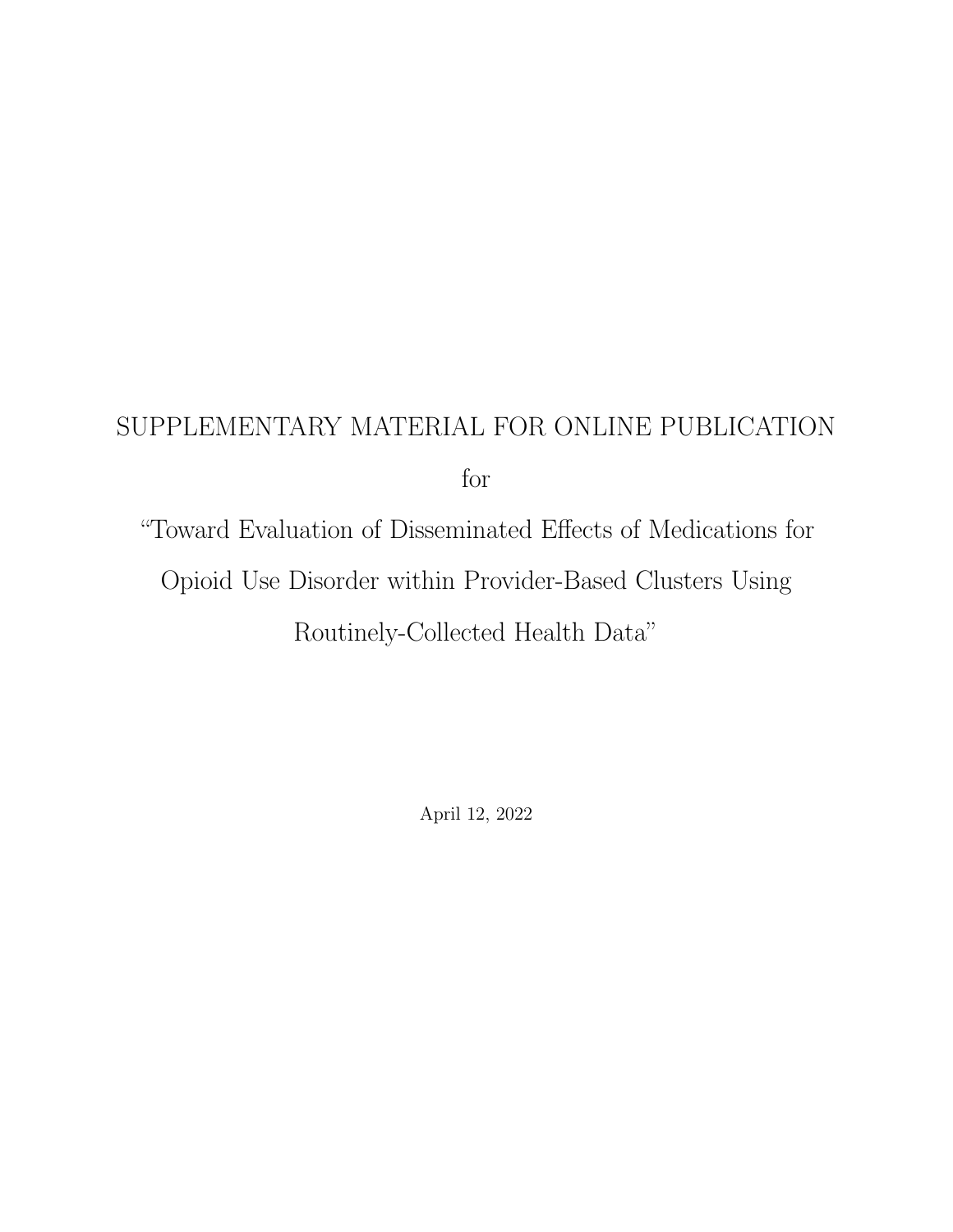# SUPPLEMENTARY MATERIAL FOR ONLINE PUBLICATION

for

"Toward Evaluation of Disseminated Effects of Medications for Opioid Use Disorder within Provider-Based Clusters Using Routinely-Collected Health Data"

April 12, 2022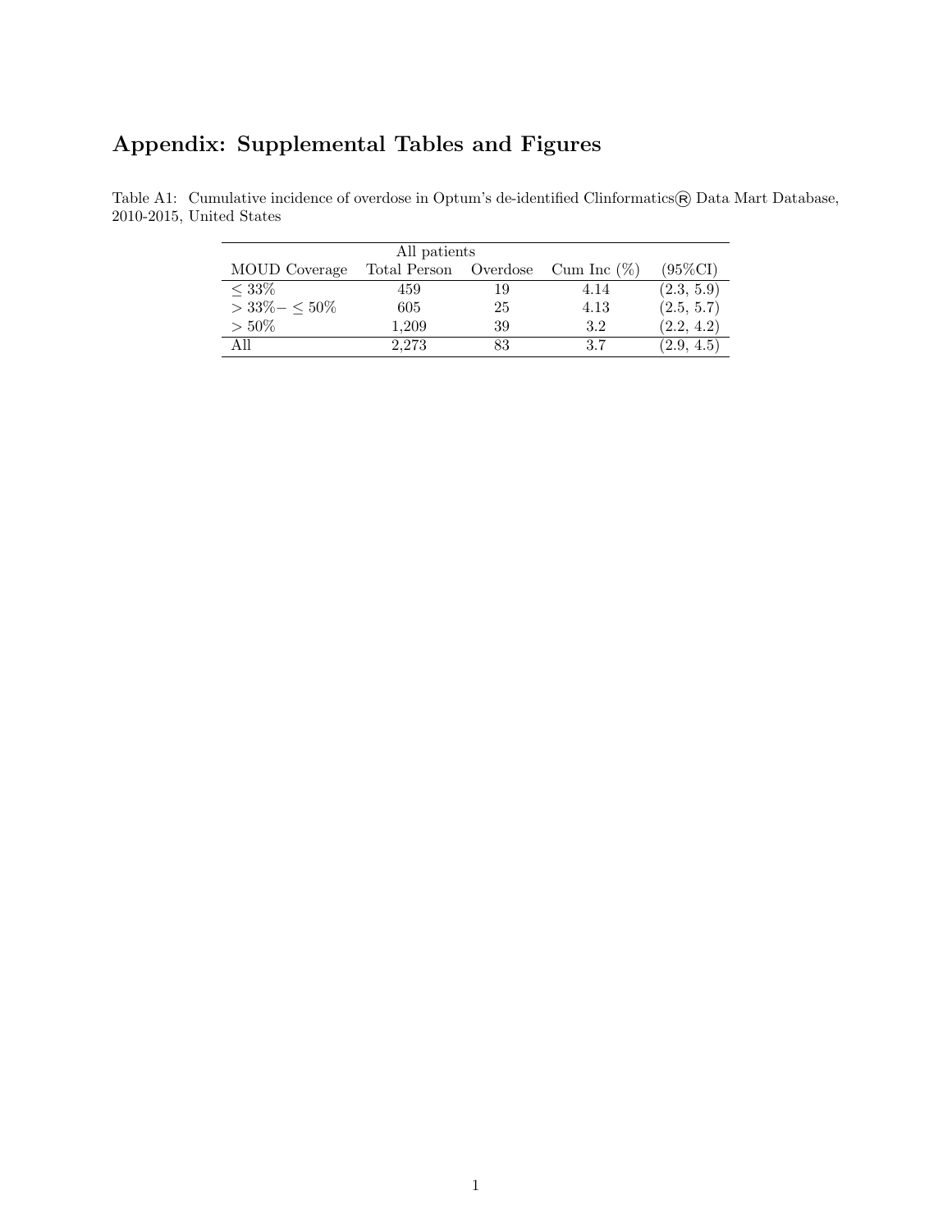# Appendix: Supplemental Tables and Figures

Table A1: Cumulative incidence of overdose in Optum's de-identified Clinformatics® Data Mart Database, 2010-2015, United States

| | All patients | | | |
|---|---|---|---|---|
| MOUD Coverage | Total Person | Overdose | Cum Inc (%) | (95%CI) |
| $\leq 33\%$ | 459 | 19 | 4.14 | (2.3, 5.9) |
| $> 33\% - \leq 50\%$ | 605 | 25 | 4.13 | (2.5, 5.7) |
| $> 50\%$ | 1,209 | 39 | 3.2 | (2.2, 4.2) |
| All | 2,273 | 83 | 3.7 | (2.9, 4.5) |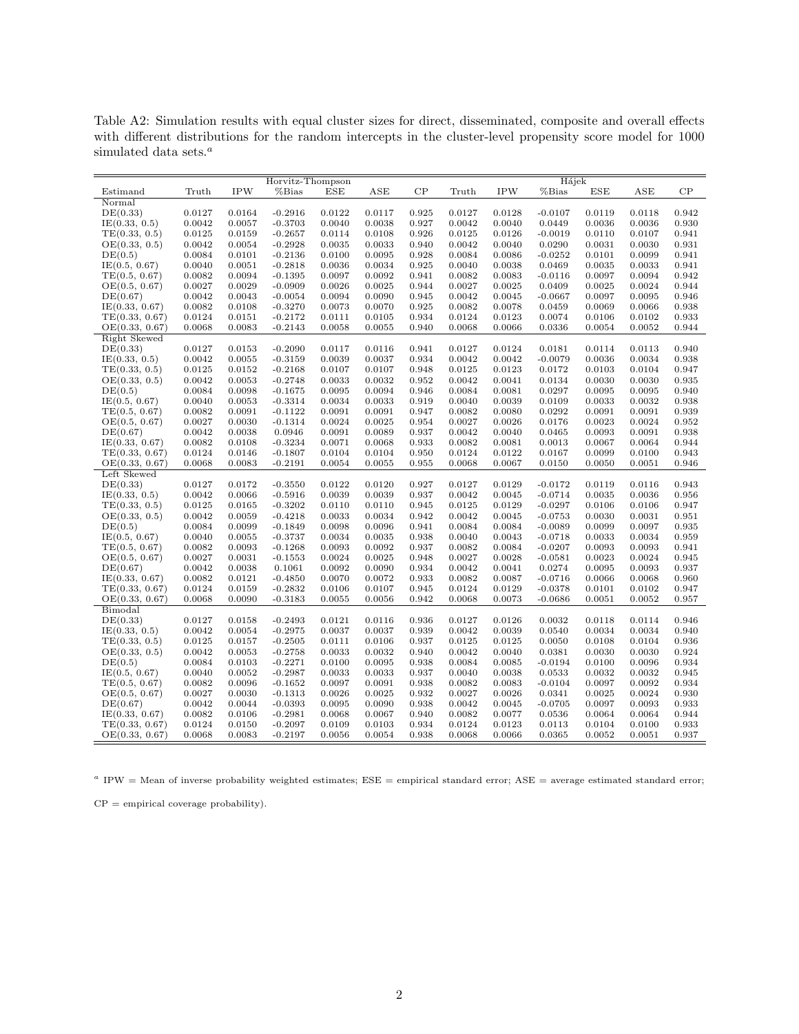Table A2: Simulation results with equal cluster sizes for direct, disseminated, composite and overall effects with different distributions for the random intercepts in the cluster-level propensity score model for 1000 simulated data sets.[a]

| | Horvitz-Thompson | | | | | | Hájek | | | | | |
|---|---|---|---|---|---|---|---|---|---|---|---|---|
| Estimand | Truth | IPW | %Bias | ESE | ASE | CP | Truth | IPW | %Bias | ESE | ASE | CP |
| Normal | | | | | | | | | | | | |
| DE(0.33) | 0.0127 | 0.0164 | -0.2916 | 0.0122 | 0.0117 | 0.925 | 0.0127 | 0.0128 | -0.0107 | 0.0119 | 0.0118 | 0.942 |
| IE(0.33, 0.5) | 0.0042 | 0.0057 | -0.3703 | 0.0040 | 0.0038 | 0.927 | 0.0042 | 0.0040 | 0.0449 | 0.0036 | 0.0036 | 0.930 |
| TE(0.33, 0.5) | 0.0125 | 0.0159 | -0.2657 | 0.0114 | 0.0108 | 0.926 | 0.0125 | 0.0126 | -0.0019 | 0.0110 | 0.0107 | 0.941 |
| OE(0.33, 0.5) | 0.0042 | 0.0054 | -0.2928 | 0.0035 | 0.0033 | 0.940 | 0.0042 | 0.0040 | 0.0290 | 0.0031 | 0.0030 | 0.931 |
| DE(0.5) | 0.0084 | 0.0101 | -0.2136 | 0.0100 | 0.0095 | 0.928 | 0.0084 | 0.0086 | -0.0252 | 0.0101 | 0.0099 | 0.941 |
| IE(0.5, 0.67) | 0.0040 | 0.0051 | -0.2818 | 0.0036 | 0.0034 | 0.925 | 0.0040 | 0.0038 | 0.0469 | 0.0035 | 0.0033 | 0.941 |
| TE(0.5, 0.67) | 0.0082 | 0.0094 | -0.1395 | 0.0097 | 0.0092 | 0.941 | 0.0082 | 0.0083 | -0.0116 | 0.0097 | 0.0094 | 0.942 |
| OE(0.5, 0.67) | 0.0027 | 0.0029 | -0.0909 | 0.0026 | 0.0025 | 0.944 | 0.0027 | 0.0025 | 0.0409 | 0.0025 | 0.0024 | 0.944 |
| DE(0.67) | 0.0042 | 0.0043 | -0.0054 | 0.0094 | 0.0090 | 0.945 | 0.0042 | 0.0045 | -0.0667 | 0.0097 | 0.0095 | 0.946 |
| IE(0.33, 0.67) | 0.0082 | 0.0108 | -0.3270 | 0.0073 | 0.0070 | 0.925 | 0.0082 | 0.0078 | 0.0459 | 0.0069 | 0.0066 | 0.938 |
| TE(0.33, 0.67) | 0.0124 | 0.0151 | -0.2172 | 0.0111 | 0.0105 | 0.934 | 0.0124 | 0.0123 | 0.0074 | 0.0106 | 0.0102 | 0.933 |
| OE(0.33, 0.67) | 0.0068 | 0.0083 | -0.2143 | 0.0058 | 0.0055 | 0.940 | 0.0068 | 0.0066 | 0.0336 | 0.0054 | 0.0052 | 0.944 |
| Right Skewed | | | | | | | | | | | | |
| DE(0.33) | 0.0127 | 0.0153 | -0.2090 | 0.0117 | 0.0116 | 0.941 | 0.0127 | 0.0124 | 0.0181 | 0.0114 | 0.0113 | 0.940 |
| IE(0.33, 0.5) | 0.0042 | 0.0055 | -0.3159 | 0.0039 | 0.0037 | 0.934 | 0.0042 | 0.0042 | -0.0079 | 0.0036 | 0.0034 | 0.938 |
| TE(0.33, 0.5) | 0.0125 | 0.0152 | -0.2168 | 0.0107 | 0.0107 | 0.948 | 0.0125 | 0.0123 | 0.0172 | 0.0103 | 0.0104 | 0.947 |
| OE(0.33, 0.5) | 0.0042 | 0.0053 | -0.2748 | 0.0033 | 0.0032 | 0.952 | 0.0042 | 0.0041 | 0.0134 | 0.0030 | 0.0030 | 0.935 |
| DE(0.5) | 0.0084 | 0.0098 | -0.1675 | 0.0095 | 0.0094 | 0.946 | 0.0084 | 0.0081 | 0.0297 | 0.0095 | 0.0095 | 0.940 |
| IE(0.5, 0.67) | 0.0040 | 0.0053 | -0.3314 | 0.0034 | 0.0033 | 0.919 | 0.0040 | 0.0039 | 0.0109 | 0.0033 | 0.0032 | 0.938 |
| TE(0.5, 0.67) | 0.0082 | 0.0091 | -0.1122 | 0.0091 | 0.0091 | 0.947 | 0.0082 | 0.0080 | 0.0292 | 0.0091 | 0.0091 | 0.939 |
| OE(0.5, 0.67) | 0.0027 | 0.0030 | -0.1314 | 0.0024 | 0.0025 | 0.954 | 0.0027 | 0.0026 | 0.0176 | 0.0023 | 0.0024 | 0.952 |
| DE(0.67) | 0.0042 | 0.0038 | 0.0946 | 0.0091 | 0.0089 | 0.937 | 0.0042 | 0.0040 | 0.0465 | 0.0093 | 0.0091 | 0.938 |
| IE(0.33, 0.67) | 0.0082 | 0.0108 | -0.3234 | 0.0071 | 0.0068 | 0.933 | 0.0082 | 0.0081 | 0.0013 | 0.0067 | 0.0064 | 0.944 |
| TE(0.33, 0.67) | 0.0124 | 0.0146 | -0.1807 | 0.0104 | 0.0104 | 0.950 | 0.0124 | 0.0122 | 0.0167 | 0.0099 | 0.0100 | 0.943 |
| OE(0.33, 0.67) | 0.0068 | 0.0083 | -0.2191 | 0.0054 | 0.0055 | 0.955 | 0.0068 | 0.0067 | 0.0150 | 0.0050 | 0.0051 | 0.946 |
| Left Skewed | | | | | | | | | | | | |
| DE(0.33) | 0.0127 | 0.0172 | -0.3550 | 0.0122 | 0.0120 | 0.927 | 0.0127 | 0.0129 | -0.0172 | 0.0119 | 0.0116 | 0.943 |
| IE(0.33, 0.5) | 0.0042 | 0.0066 | -0.5916 | 0.0039 | 0.0039 | 0.937 | 0.0042 | 0.0045 | -0.0714 | 0.0035 | 0.0036 | 0.956 |
| TE(0.33, 0.5) | 0.0125 | 0.0165 | -0.3202 | 0.0110 | 0.0110 | 0.945 | 0.0125 | 0.0129 | -0.0297 | 0.0106 | 0.0106 | 0.947 |
| OE(0.33, 0.5) | 0.0042 | 0.0059 | -0.4218 | 0.0033 | 0.0034 | 0.942 | 0.0042 | 0.0045 | -0.0753 | 0.0030 | 0.0031 | 0.951 |
| DE(0.5) | 0.0084 | 0.0099 | -0.1849 | 0.0098 | 0.0096 | 0.941 | 0.0084 | 0.0084 | -0.0089 | 0.0099 | 0.0097 | 0.935 |
| IE(0.5, 0.67) | 0.0040 | 0.0055 | -0.3737 | 0.0034 | 0.0035 | 0.938 | 0.0040 | 0.0043 | -0.0718 | 0.0033 | 0.0034 | 0.959 |
| TE(0.5, 0.67) | 0.0082 | 0.0093 | -0.1268 | 0.0093 | 0.0092 | 0.937 | 0.0082 | 0.0084 | -0.0207 | 0.0093 | 0.0093 | 0.941 |
| OE(0.5, 0.67) | 0.0027 | 0.0031 | -0.1553 | 0.0024 | 0.0025 | 0.948 | 0.0027 | 0.0028 | -0.0581 | 0.0023 | 0.0024 | 0.945 |
| DE(0.67) | 0.0042 | 0.0038 | 0.1061 | 0.0092 | 0.0090 | 0.934 | 0.0042 | 0.0041 | 0.0274 | 0.0095 | 0.0093 | 0.937 |
| IE(0.33, 0.67) | 0.0082 | 0.0121 | -0.4850 | 0.0070 | 0.0072 | 0.933 | 0.0082 | 0.0087 | -0.0716 | 0.0066 | 0.0068 | 0.960 |
| TE(0.33, 0.67) | 0.0124 | 0.0159 | -0.2832 | 0.0106 | 0.0107 | 0.945 | 0.0124 | 0.0129 | -0.0378 | 0.0101 | 0.0102 | 0.947 |
| OE(0.33, 0.67) | 0.0068 | 0.0090 | -0.3183 | 0.0055 | 0.0056 | 0.942 | 0.0068 | 0.0073 | -0.0686 | 0.0051 | 0.0052 | 0.957 |
| Bimodal | | | | | | | | | | | | |
| DE(0.33) | 0.0127 | 0.0158 | -0.2493 | 0.0121 | 0.0116 | 0.936 | 0.0127 | 0.0126 | 0.0032 | 0.0118 | 0.0114 | 0.946 |
| IE(0.33, 0.5) | 0.0042 | 0.0054 | -0.2975 | 0.0037 | 0.0037 | 0.939 | 0.0042 | 0.0039 | 0.0540 | 0.0034 | 0.0034 | 0.940 |
| TE(0.33, 0.5) | 0.0125 | 0.0157 | -0.2505 | 0.0111 | 0.0106 | 0.937 | 0.0125 | 0.0125 | 0.0050 | 0.0108 | 0.0104 | 0.936 |
| OE(0.33, 0.5) | 0.0042 | 0.0053 | -0.2758 | 0.0033 | 0.0032 | 0.940 | 0.0042 | 0.0040 | 0.0381 | 0.0030 | 0.0030 | 0.924 |
| DE(0.5) | 0.0084 | 0.0103 | -0.2271 | 0.0100 | 0.0095 | 0.938 | 0.0084 | 0.0085 | -0.0194 | 0.0100 | 0.0096 | 0.934 |
| IE(0.5, 0.67) | 0.0040 | 0.0052 | -0.2987 | 0.0033 | 0.0033 | 0.937 | 0.0040 | 0.0038 | 0.0533 | 0.0032 | 0.0032 | 0.945 |
| TE(0.5, 0.67) | 0.0082 | 0.0096 | -0.1652 | 0.0097 | 0.0091 | 0.938 | 0.0082 | 0.0083 | -0.0104 | 0.0097 | 0.0092 | 0.934 |
| OE(0.5, 0.67) | 0.0027 | 0.0030 | -0.1313 | 0.0026 | 0.0025 | 0.932 | 0.0027 | 0.0026 | 0.0341 | 0.0025 | 0.0024 | 0.930 |
| DE(0.67) | 0.0042 | 0.0044 | -0.0393 | 0.0095 | 0.0090 | 0.938 | 0.0042 | 0.0045 | -0.0705 | 0.0097 | 0.0093 | 0.933 |
| IE(0.33, 0.67) | 0.0082 | 0.0106 | -0.2981 | 0.0068 | 0.0067 | 0.940 | 0.0082 | 0.0077 | 0.0536 | 0.0064 | 0.0064 | 0.944 |
| TE(0.33, 0.67) | 0.0124 | 0.0150 | -0.2097 | 0.0109 | 0.0103 | 0.934 | 0.0124 | 0.0123 | 0.0113 | 0.0104 | 0.0100 | 0.933 |
| OE(0.33, 0.67) | 0.0068 | 0.0083 | -0.2197 | 0.0056 | 0.0054 | 0.938 | 0.0068 | 0.0066 | 0.0365 | 0.0052 | 0.0051 | 0.937 |

[a] IPW = Mean of inverse probability weighted estimates; ESE = empirical standard error; ASE = average estimated standard error; CP = empirical coverage probability).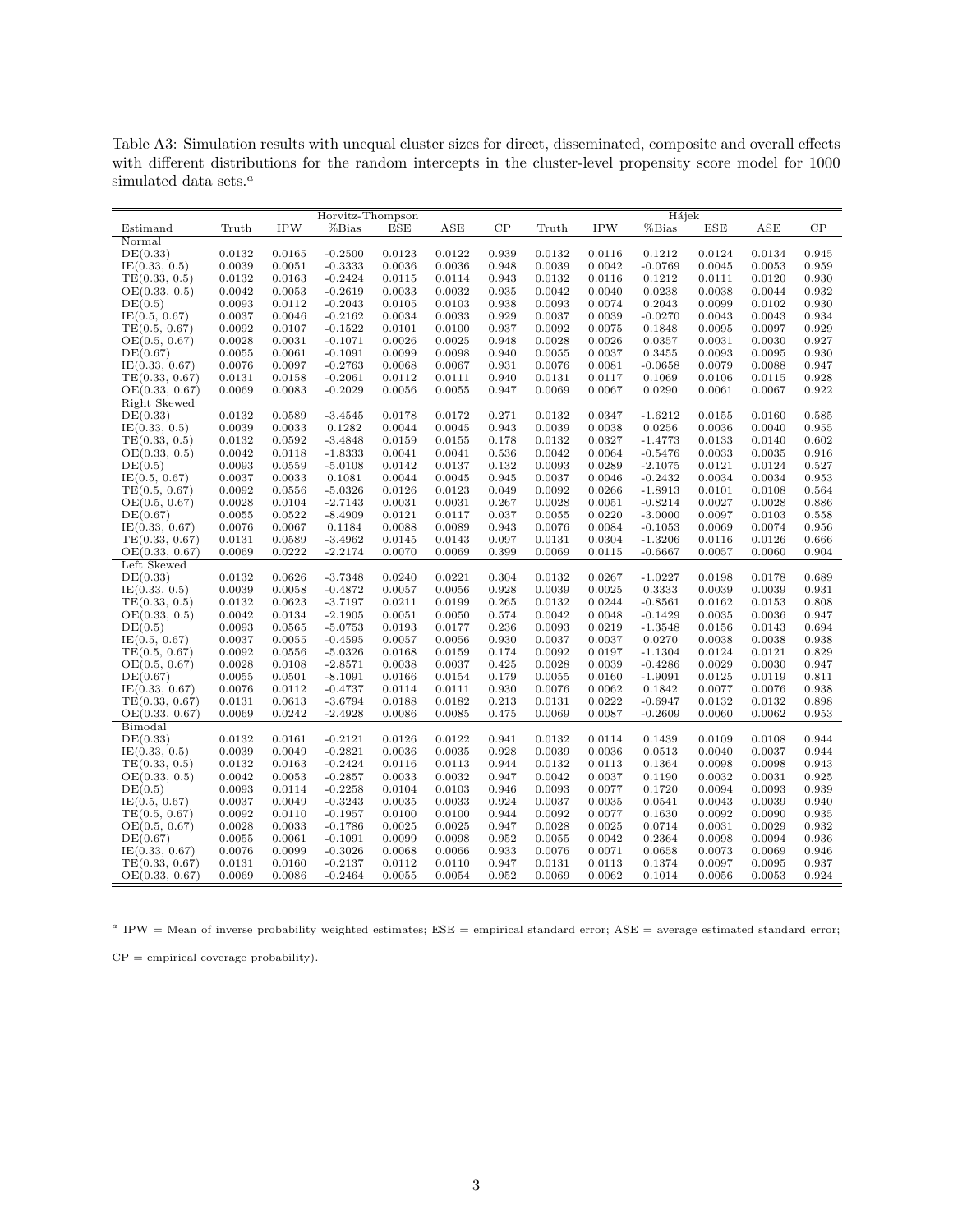Table A3: Simulation results with unequal cluster sizes for direct, disseminated, composite and overall effects with different distributions for the random intercepts in the cluster-level propensity score model for 1000 simulated data sets.[a]

| | Horvitz-Thompson | | | | | | Hájek | | | | | |
|---|---|---|---|---|---|---|---|---|---|---|---|---|
| Estimand | Truth | IPW | %Bias | ESE | ASE | CP | Truth | IPW | %Bias | ESE | ASE | CP |
| Normal | | | | | | | | | | | | |
| DE(0.33) | 0.0132 | 0.0165 | -0.2500 | 0.0123 | 0.0122 | 0.939 | 0.0132 | 0.0116 | 0.1212 | 0.0124 | 0.0134 | 0.945 |
| IE(0.33, 0.5) | 0.0039 | 0.0051 | -0.3333 | 0.0036 | 0.0036 | 0.948 | 0.0039 | 0.0042 | -0.0769 | 0.0045 | 0.0053 | 0.959 |
| TE(0.33, 0.5) | 0.0132 | 0.0163 | -0.2424 | 0.0115 | 0.0114 | 0.943 | 0.0132 | 0.0116 | 0.1212 | 0.0111 | 0.0120 | 0.930 |
| OE(0.33, 0.5) | 0.0042 | 0.0053 | -0.2619 | 0.0033 | 0.0032 | 0.935 | 0.0042 | 0.0040 | 0.0238 | 0.0038 | 0.0044 | 0.932 |
| DE(0.5) | 0.0093 | 0.0112 | -0.2043 | 0.0105 | 0.0103 | 0.938 | 0.0093 | 0.0074 | 0.2043 | 0.0099 | 0.0102 | 0.930 |
| IE(0.5, 0.67) | 0.0037 | 0.0046 | -0.2162 | 0.0034 | 0.0033 | 0.929 | 0.0037 | 0.0039 | -0.0270 | 0.0043 | 0.0043 | 0.934 |
| TE(0.5, 0.67) | 0.0092 | 0.0107 | -0.1522 | 0.0101 | 0.0100 | 0.937 | 0.0092 | 0.0075 | 0.1848 | 0.0095 | 0.0097 | 0.929 |
| OE(0.5, 0.67) | 0.0028 | 0.0031 | -0.1071 | 0.0026 | 0.0025 | 0.948 | 0.0028 | 0.0026 | 0.0357 | 0.0031 | 0.0030 | 0.927 |
| DE(0.67) | 0.0055 | 0.0061 | -0.1091 | 0.0099 | 0.0098 | 0.940 | 0.0055 | 0.0037 | 0.3455 | 0.0093 | 0.0095 | 0.930 |
| IE(0.33, 0.67) | 0.0076 | 0.0097 | -0.2763 | 0.0068 | 0.0067 | 0.931 | 0.0076 | 0.0081 | -0.0658 | 0.0079 | 0.0088 | 0.947 |
| TE(0.33, 0.67) | 0.0131 | 0.0158 | -0.2061 | 0.0112 | 0.0111 | 0.940 | 0.0131 | 0.0117 | 0.1069 | 0.0106 | 0.0115 | 0.928 |
| OE(0.33, 0.67) | 0.0069 | 0.0083 | -0.2029 | 0.0056 | 0.0055 | 0.947 | 0.0069 | 0.0067 | 0.0290 | 0.0061 | 0.0067 | 0.922 |
| Right Skewed | | | | | | | | | | | | |
| DE(0.33) | 0.0132 | 0.0589 | -3.4545 | 0.0178 | 0.0172 | 0.271 | 0.0132 | 0.0347 | -1.6212 | 0.0155 | 0.0160 | 0.585 |
| IE(0.33, 0.5) | 0.0039 | 0.0033 | 0.1282 | 0.0044 | 0.0045 | 0.943 | 0.0039 | 0.0038 | 0.0256 | 0.0036 | 0.0040 | 0.955 |
| TE(0.33, 0.5) | 0.0132 | 0.0592 | -3.4848 | 0.0159 | 0.0155 | 0.178 | 0.0132 | 0.0327 | -1.4773 | 0.0133 | 0.0140 | 0.602 |
| OE(0.33, 0.5) | 0.0042 | 0.0118 | -1.8333 | 0.0041 | 0.0041 | 0.536 | 0.0042 | 0.0064 | -0.5476 | 0.0033 | 0.0035 | 0.916 |
| DE(0.5) | 0.0093 | 0.0559 | -5.0108 | 0.0142 | 0.0137 | 0.132 | 0.0093 | 0.0289 | -2.1075 | 0.0121 | 0.0124 | 0.527 |
| IE(0.5, 0.67) | 0.0037 | 0.0033 | 0.1081 | 0.0044 | 0.0045 | 0.945 | 0.0037 | 0.0046 | -0.2432 | 0.0034 | 0.0034 | 0.953 |
| TE(0.5, 0.67) | 0.0092 | 0.0556 | -5.0326 | 0.0126 | 0.0123 | 0.049 | 0.0092 | 0.0266 | -1.8913 | 0.0101 | 0.0108 | 0.564 |
| OE(0.5, 0.67) | 0.0028 | 0.0104 | -2.7143 | 0.0031 | 0.0031 | 0.267 | 0.0028 | 0.0051 | -0.8214 | 0.0027 | 0.0028 | 0.886 |
| DE(0.67) | 0.0055 | 0.0522 | -8.4909 | 0.0121 | 0.0117 | 0.037 | 0.0055 | 0.0220 | -3.0000 | 0.0097 | 0.0103 | 0.558 |
| IE(0.33, 0.67) | 0.0076 | 0.0067 | 0.1184 | 0.0088 | 0.0089 | 0.943 | 0.0076 | 0.0084 | -0.1053 | 0.0069 | 0.0074 | 0.956 |
| TE(0.33, 0.67) | 0.0131 | 0.0589 | -3.4962 | 0.0145 | 0.0143 | 0.097 | 0.0131 | 0.0304 | -1.3206 | 0.0116 | 0.0126 | 0.666 |
| OE(0.33, 0.67) | 0.0069 | 0.0222 | -2.2174 | 0.0070 | 0.0069 | 0.399 | 0.0069 | 0.0115 | -0.6667 | 0.0057 | 0.0060 | 0.904 |
| Left Skewed | | | | | | | | | | | | |
| DE(0.33) | 0.0132 | 0.0626 | -3.7348 | 0.0240 | 0.0221 | 0.304 | 0.0132 | 0.0267 | -1.0227 | 0.0198 | 0.0178 | 0.689 |
| IE(0.33, 0.5) | 0.0039 | 0.0058 | -0.4872 | 0.0057 | 0.0056 | 0.928 | 0.0039 | 0.0025 | 0.3333 | 0.0039 | 0.0039 | 0.931 |
| TE(0.33, 0.5) | 0.0132 | 0.0623 | -3.7197 | 0.0211 | 0.0199 | 0.265 | 0.0132 | 0.0244 | -0.8561 | 0.0162 | 0.0153 | 0.808 |
| OE(0.33, 0.5) | 0.0042 | 0.0134 | -2.1905 | 0.0051 | 0.0050 | 0.574 | 0.0042 | 0.0048 | -0.1429 | 0.0035 | 0.0036 | 0.947 |
| DE(0.5) | 0.0093 | 0.0565 | -5.0753 | 0.0193 | 0.0177 | 0.236 | 0.0093 | 0.0219 | -1.3548 | 0.0156 | 0.0143 | 0.694 |
| IE(0.5, 0.67) | 0.0037 | 0.0055 | -0.4595 | 0.0057 | 0.0056 | 0.930 | 0.0037 | 0.0037 | 0.0270 | 0.0038 | 0.0038 | 0.938 |
| TE(0.5, 0.67) | 0.0092 | 0.0556 | -5.0326 | 0.0168 | 0.0159 | 0.174 | 0.0092 | 0.0197 | -1.1304 | 0.0124 | 0.0121 | 0.829 |
| OE(0.5, 0.67) | 0.0028 | 0.0108 | -2.8571 | 0.0038 | 0.0037 | 0.425 | 0.0028 | 0.0039 | -0.4286 | 0.0029 | 0.0030 | 0.947 |
| DE(0.67) | 0.0055 | 0.0501 | -8.1091 | 0.0166 | 0.0154 | 0.179 | 0.0055 | 0.0160 | -1.9091 | 0.0125 | 0.0119 | 0.811 |
| IE(0.33, 0.67) | 0.0076 | 0.0112 | -0.4737 | 0.0114 | 0.0111 | 0.930 | 0.0076 | 0.0062 | 0.1842 | 0.0077 | 0.0076 | 0.938 |
| TE(0.33, 0.67) | 0.0131 | 0.0613 | -3.6794 | 0.0188 | 0.0182 | 0.213 | 0.0131 | 0.0222 | -0.6947 | 0.0132 | 0.0132 | 0.898 |
| OE(0.33, 0.67) | 0.0069 | 0.0242 | -2.4928 | 0.0086 | 0.0085 | 0.475 | 0.0069 | 0.0087 | -0.2609 | 0.0060 | 0.0062 | 0.953 |
| Bimodal | | | | | | | | | | | | |
| DE(0.33) | 0.0132 | 0.0161 | -0.2121 | 0.0126 | 0.0122 | 0.941 | 0.0132 | 0.0114 | 0.1439 | 0.0109 | 0.0108 | 0.944 |
| IE(0.33, 0.5) | 0.0039 | 0.0049 | -0.2821 | 0.0036 | 0.0035 | 0.928 | 0.0039 | 0.0036 | 0.0513 | 0.0040 | 0.0037 | 0.944 |
| TE(0.33, 0.5) | 0.0132 | 0.0163 | -0.2424 | 0.0116 | 0.0113 | 0.944 | 0.0132 | 0.0113 | 0.1364 | 0.0098 | 0.0098 | 0.943 |
| OE(0.33, 0.5) | 0.0042 | 0.0053 | -0.2857 | 0.0033 | 0.0032 | 0.947 | 0.0042 | 0.0037 | 0.1190 | 0.0032 | 0.0031 | 0.925 |
| DE(0.5) | 0.0093 | 0.0114 | -0.2258 | 0.0104 | 0.0103 | 0.946 | 0.0093 | 0.0077 | 0.1720 | 0.0094 | 0.0093 | 0.939 |
| IE(0.5, 0.67) | 0.0037 | 0.0049 | -0.3243 | 0.0035 | 0.0033 | 0.924 | 0.0037 | 0.0035 | 0.0541 | 0.0043 | 0.0039 | 0.940 |
| TE(0.5, 0.67) | 0.0092 | 0.0110 | -0.1957 | 0.0100 | 0.0100 | 0.944 | 0.0092 | 0.0077 | 0.1630 | 0.0092 | 0.0090 | 0.935 |
| OE(0.5, 0.67) | 0.0028 | 0.0033 | -0.1786 | 0.0025 | 0.0025 | 0.947 | 0.0028 | 0.0025 | 0.0714 | 0.0031 | 0.0029 | 0.932 |
| DE(0.67) | 0.0055 | 0.0061 | -0.1091 | 0.0099 | 0.0098 | 0.952 | 0.0055 | 0.0042 | 0.2364 | 0.0098 | 0.0094 | 0.936 |
| IE(0.33, 0.67) | 0.0076 | 0.0099 | -0.3026 | 0.0068 | 0.0066 | 0.933 | 0.0076 | 0.0071 | 0.0658 | 0.0073 | 0.0069 | 0.946 |
| TE(0.33, 0.67) | 0.0131 | 0.0160 | -0.2137 | 0.0112 | 0.0110 | 0.947 | 0.0131 | 0.0113 | 0.1374 | 0.0097 | 0.0095 | 0.937 |
| OE(0.33, 0.67) | 0.0069 | 0.0086 | -0.2464 | 0.0055 | 0.0054 | 0.952 | 0.0069 | 0.0062 | 0.1014 | 0.0056 | 0.0053 | 0.924 |

[a] IPW = Mean of inverse probability weighted estimates; ESE = empirical standard error; ASE = average estimated standard error; CP = empirical coverage probability).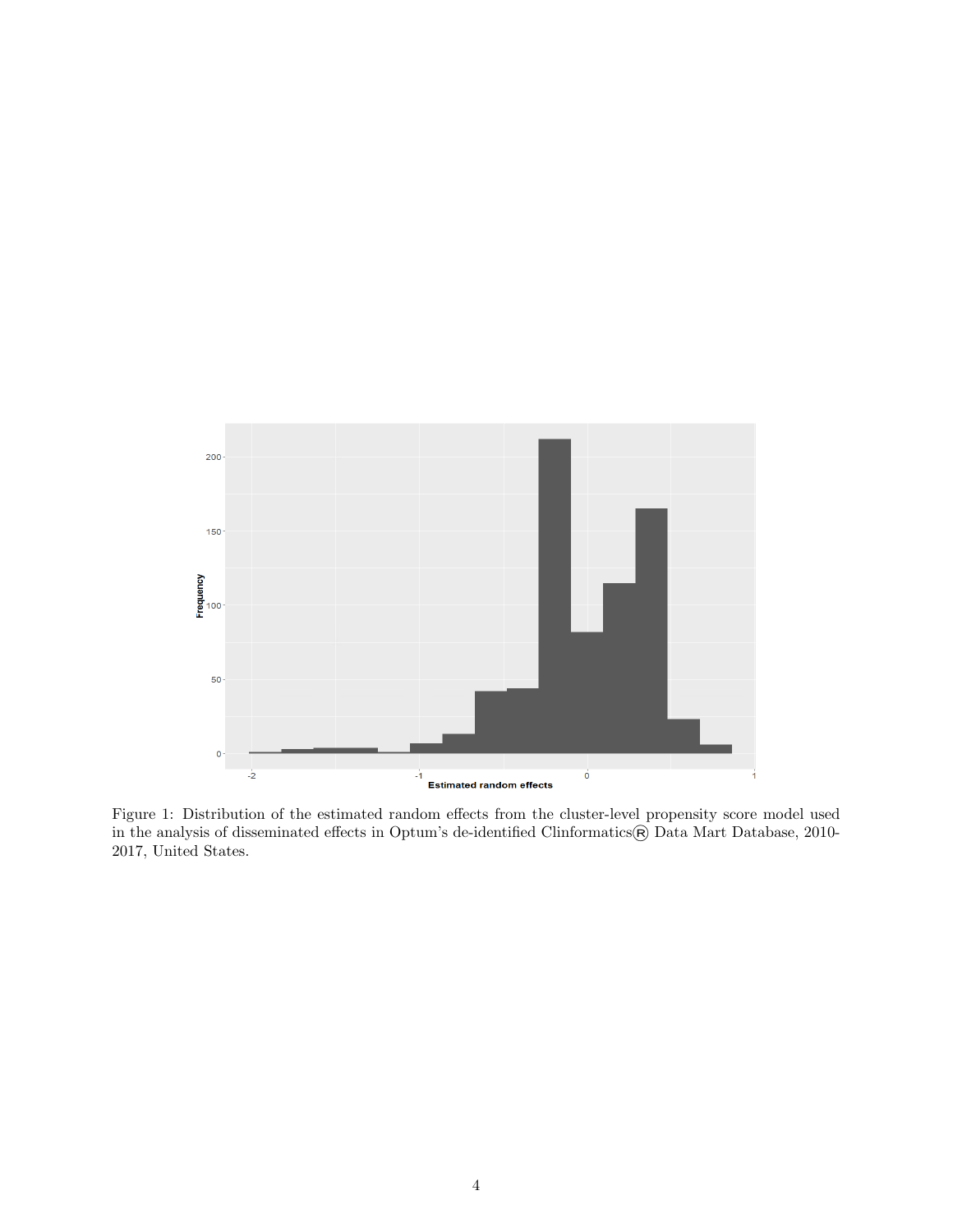Figure 1: Distribution of the estimated random effects from the cluster-level propensity score model used in the analysis of disseminated effects in Optum's de-identified Clinformatics® Data Mart Database, 2010-2017, United States.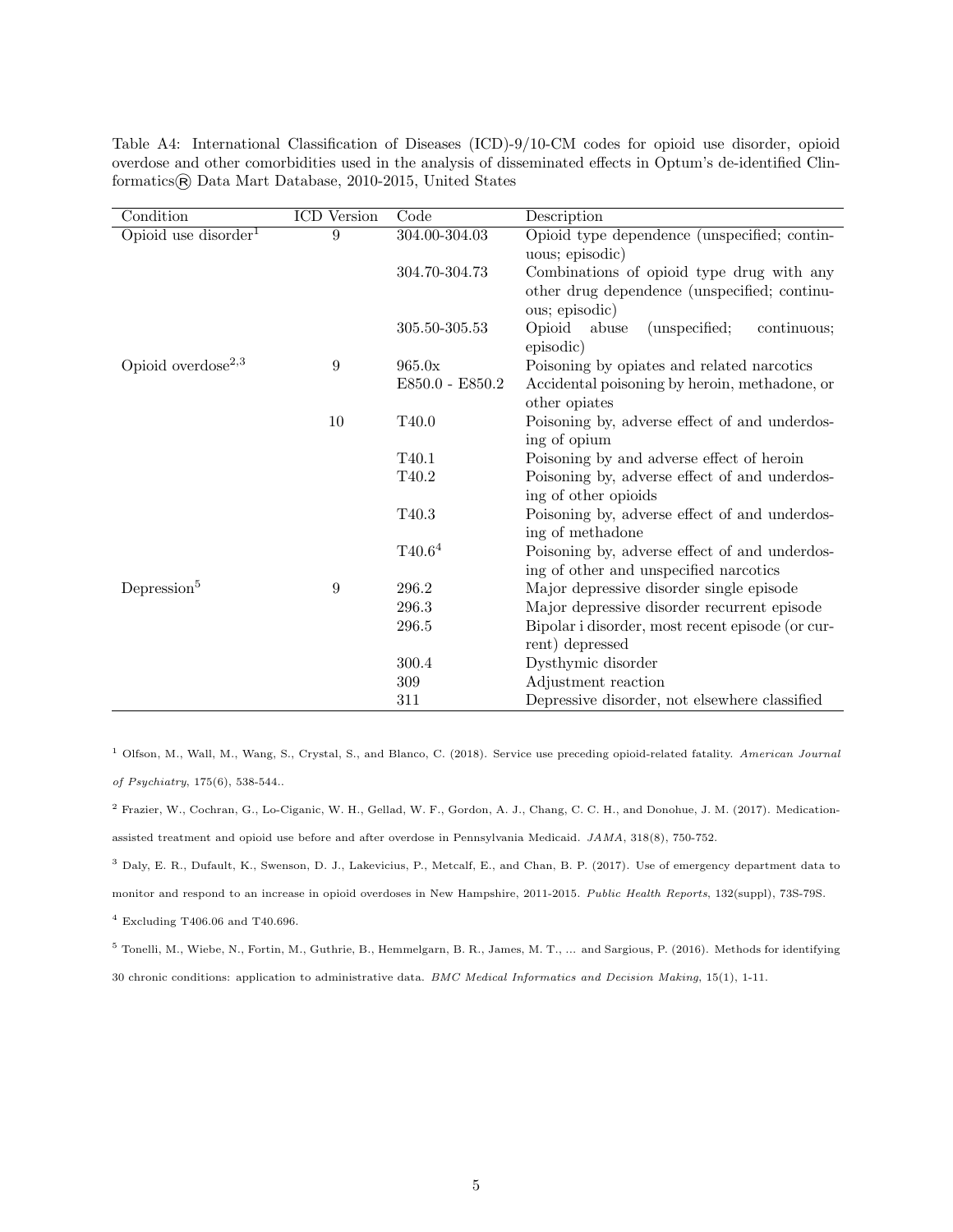Table A4: International Classification of Diseases (ICD)-9/10-CM codes for opioid use disorder, opioid overdose and other comorbidities used in the analysis of disseminated effects in Optum's de-identified Clinformatics® Data Mart Database, 2010-2015, United States

| Condition | ICD Version | Code | Description |
|---|---|---|---|
| Opioid use disorder[1] | 9 | 304.00-304.03 | Opioid type dependence (unspecified; continuous; episodic) |
| | | 304.70-304.73 | Combinations of opioid type drug with any other drug dependence (unspecified; continuous; episodic) |
| | | 305.50-305.53 | Opioid abuse (unspecified; continuous; episodic) |
| Opioid overdose[2,3] | 9 | 965.0x | Poisoning by opiates and related narcotics |
| | | E850.0 - E850.2 | Accidental poisoning by heroin, methadone, or other opiates |
| | 10 | T40.0 | Poisoning by, adverse effect of and underdosing of opium |
| | | T40.1 | Poisoning by and adverse effect of heroin |
| | | T40.2 | Poisoning by, adverse effect of and underdosing of other opioids |
| | | T40.3 | Poisoning by, adverse effect of and underdosing of methadone |
| | | T40.6[4] | Poisoning by, adverse effect of and underdosing of other and unspecified narcotics |
| Depression[5] | 9 | 296.2 | Major depressive disorder single episode |
| | | 296.3 | Major depressive disorder recurrent episode |
| | | 296.5 | Bipolar i disorder, most recent episode (or current) depressed |
| | | 300.4 | Dysthymic disorder |
| | | 309 | Adjustment reaction |
| | | 311 | Depressive disorder, not elsewhere classified |

[1] Olfson, M., Wall, M., Wang, S., Crystal, S., and Blanco, C. (2018). Service use preceding opioid-related fatality. *American Journal of Psychiatry*, 175(6), 538-544..

[2] Frazier, W., Cochran, G., Lo-Ciganic, W. H., Gellad, W. F., Gordon, A. J., Chang, C. C. H., and Donohue, J. M. (2017). Medication-assisted treatment and opioid use before and after overdose in Pennsylvania Medicaid. *JAMA*, 318(8), 750-752.

[3] Daly, E. R., Dufault, K., Swenson, D. J., Lakevicius, P., Metcalf, E., and Chan, B. P. (2017). Use of emergency department data to monitor and respond to an increase in opioid overdoses in New Hampshire, 2011-2015. *Public Health Reports*, 132(suppl), 73S-79S.

[4] Excluding T406.06 and T40.696.

[5] Tonelli, M., Wiebe, N., Fortin, M., Guthrie, B., Hemmelgarn, B. R., James, M. T., ... and Sargious, P. (2016). Methods for identifying 30 chronic conditions: application to administrative data. *BMC Medical Informatics and Decision Making*, 15(1), 1-11.